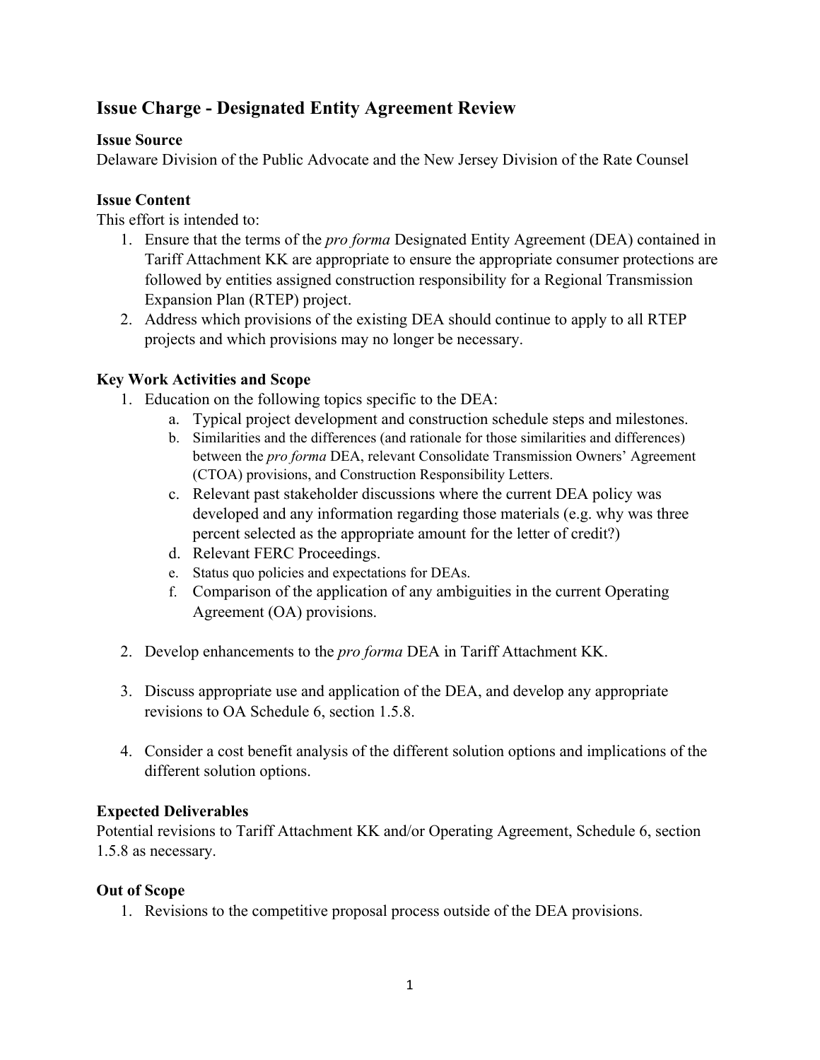## Issue Charge - Designated Entity Agreement Review

**Issue Source**

Delaware Division of the Public Advocate and the New Jersey Division of the Rate Counsel

**Issue Content**

This effort is intended to:

1. Ensure that the terms of the *pro forma* Designated Entity Agreement (DEA) contained in Tariff Attachment KK are appropriate to ensure the appropriate consumer protections are followed by entities assigned construction responsibility for a Regional Transmission Expansion Plan (RTEP) project.
2. Address which provisions of the existing DEA should continue to apply to all RTEP projects and which provisions may no longer be necessary.

**Key Work Activities and Scope**

1. Education on the following topics specific to the DEA:
   a. Typical project development and construction schedule steps and milestones.
   b. Similarities and the differences (and rationale for those similarities and differences) between the *pro forma* DEA, relevant Consolidate Transmission Owners' Agreement (CTOA) provisions, and Construction Responsibility Letters.
   c. Relevant past stakeholder discussions where the current DEA policy was developed and any information regarding those materials (e.g. why was three percent selected as the appropriate amount for the letter of credit?)
   d. Relevant FERC Proceedings.
   e. Status quo policies and expectations for DEAs.
   f. Comparison of the application of any ambiguities in the current Operating Agreement (OA) provisions.

2. Develop enhancements to the *pro forma* DEA in Tariff Attachment KK.

3. Discuss appropriate use and application of the DEA, and develop any appropriate revisions to OA Schedule 6, section 1.5.8.

4. Consider a cost benefit analysis of the different solution options and implications of the different solution options.

**Expected Deliverables**

Potential revisions to Tariff Attachment KK and/or Operating Agreement, Schedule 6, section 1.5.8 as necessary.

**Out of Scope**

1. Revisions to the competitive proposal process outside of the DEA provisions.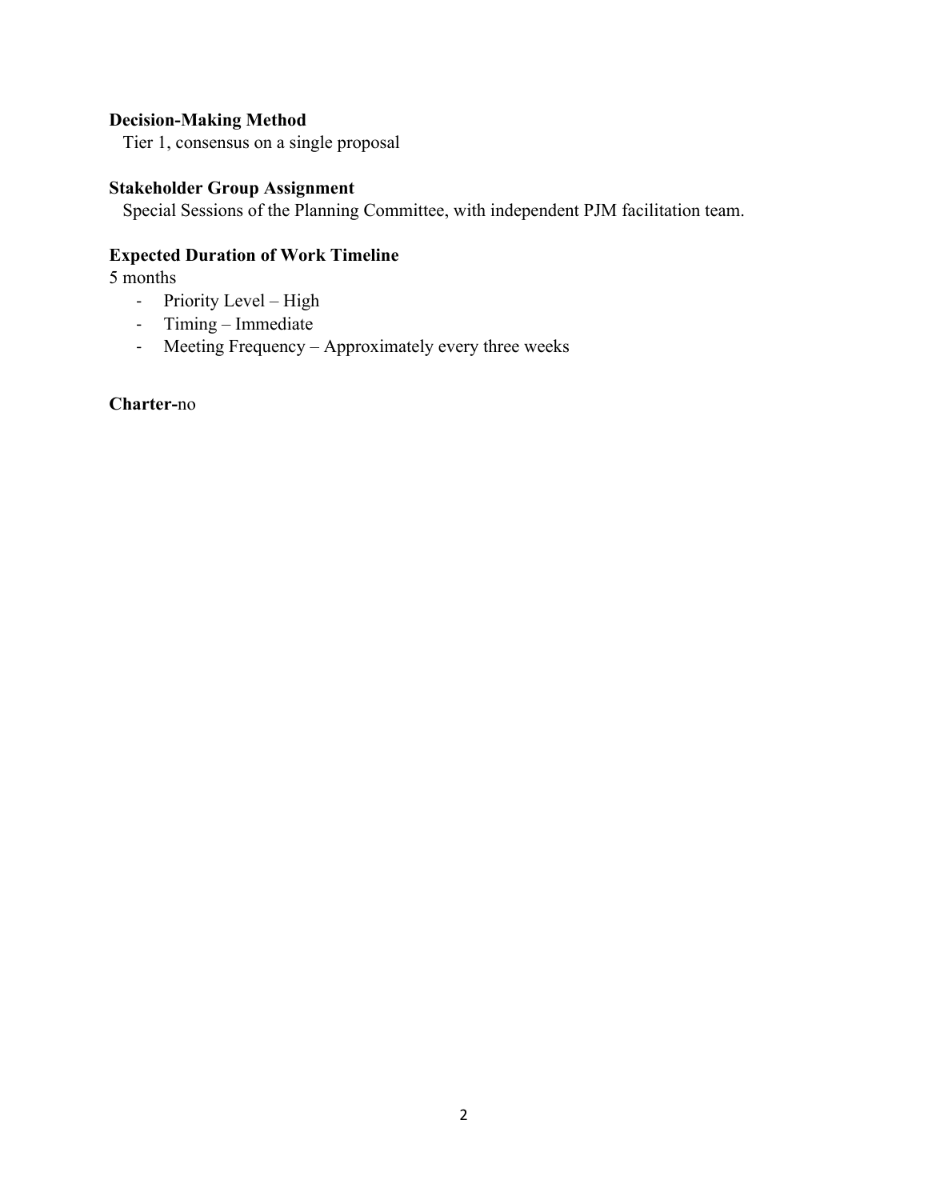**Decision-Making Method**

Tier 1, consensus on a single proposal

**Stakeholder Group Assignment**

Special Sessions of the Planning Committee, with independent PJM facilitation team.

**Expected Duration of Work Timeline**

5 months

- Priority Level – High
- Timing – Immediate
- Meeting Frequency – Approximately every three weeks

**Charter-**no